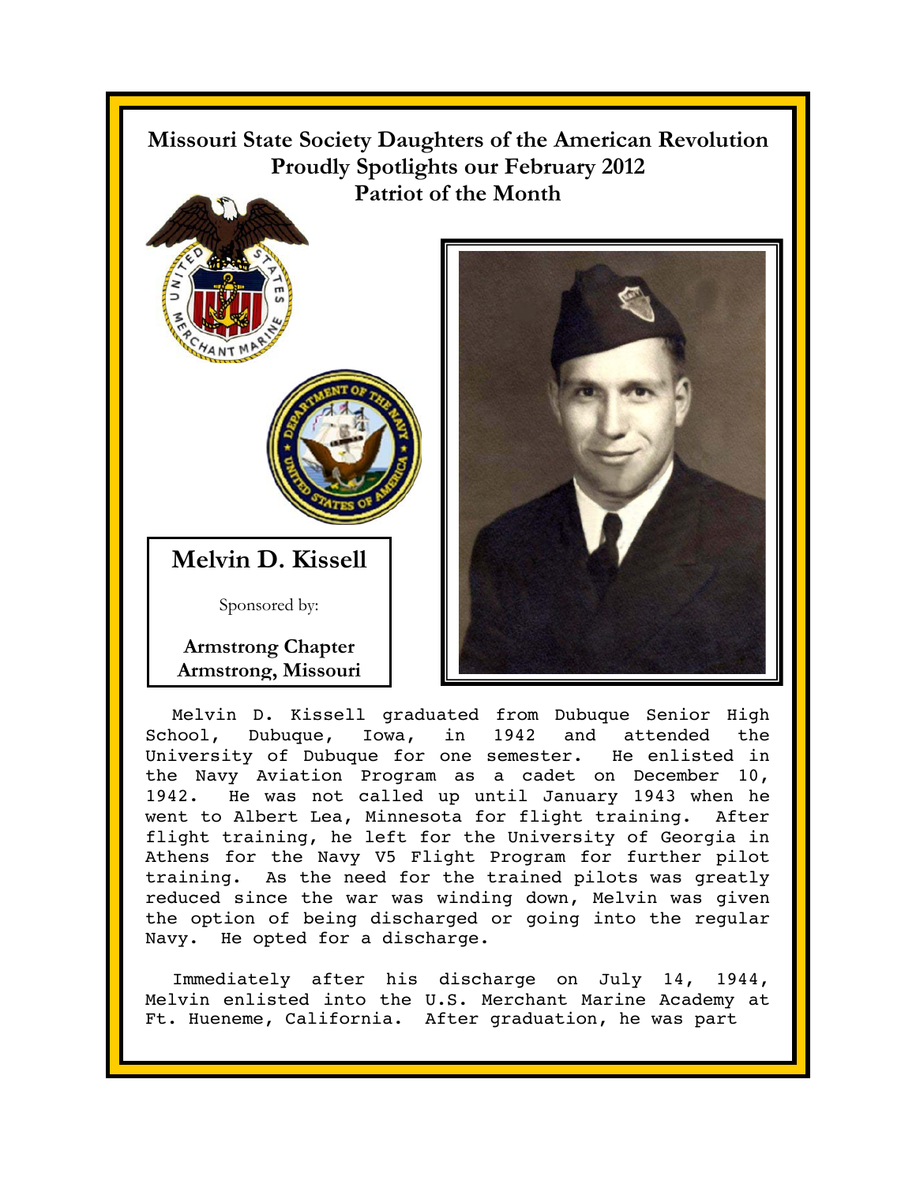# Missouri State Society Daughters of the American Revolution Proudly Spotlights our February 2012 Patriot of the Month

## Melvin D. Kissell

Sponsored by:

**Armstrong Chapter**
**Armstrong, Missouri**

Melvin D. Kissell graduated from Dubuque Senior High School, Dubuque, Iowa, in 1942 and attended the University of Dubuque for one semester. He enlisted in the Navy Aviation Program as a cadet on December 10, 1942. He was not called up until January 1943 when he went to Albert Lea, Minnesota for flight training. After flight training, he left for the University of Georgia in Athens for the Navy V5 Flight Program for further pilot training. As the need for the trained pilots was greatly reduced since the war was winding down, Melvin was given the option of being discharged or going into the regular Navy. He opted for a discharge.

Immediately after his discharge on July 14, 1944, Melvin enlisted into the U.S. Merchant Marine Academy at Ft. Hueneme, California. After graduation, he was part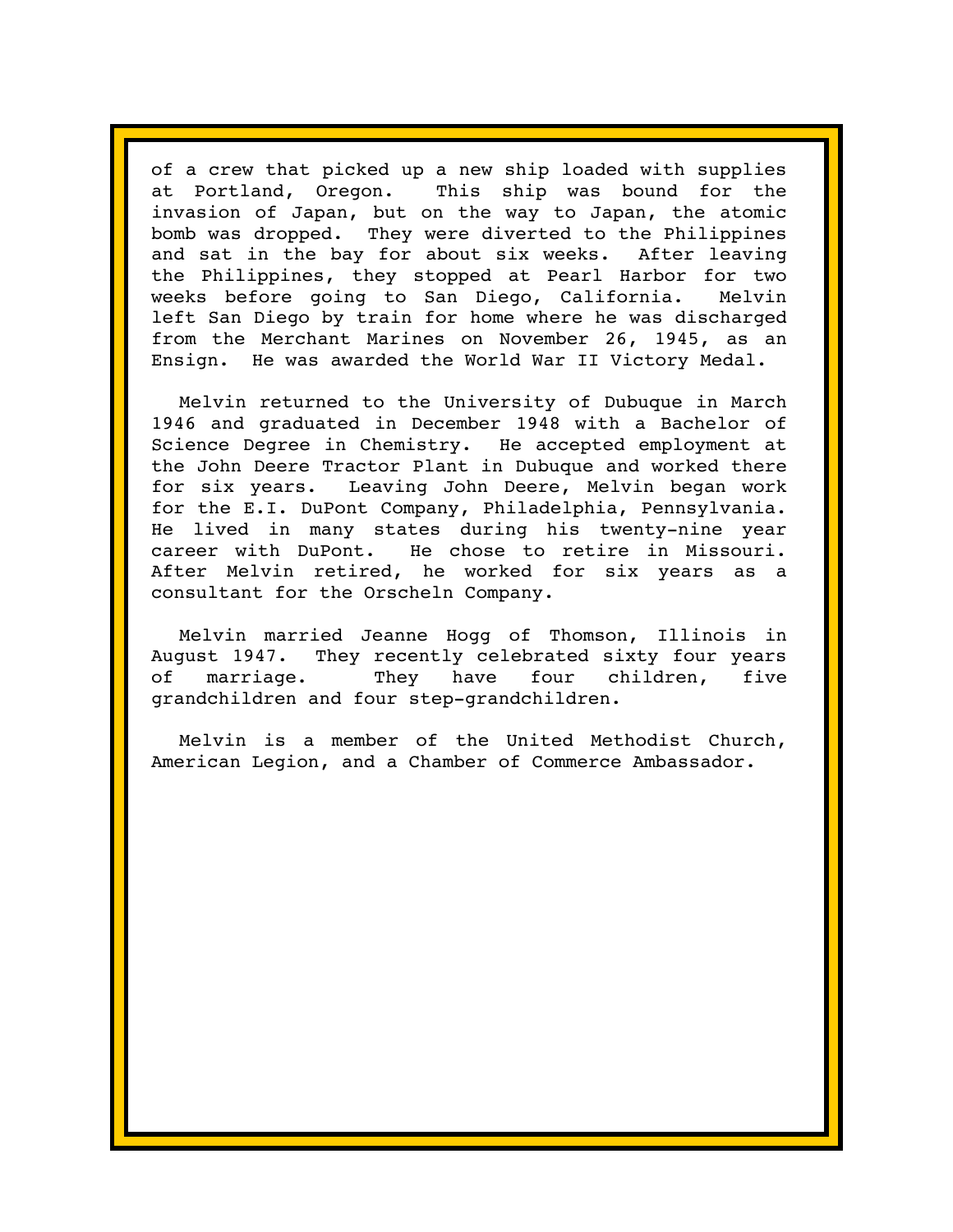of a crew that picked up a new ship loaded with supplies at Portland, Oregon. This ship was bound for the invasion of Japan, but on the way to Japan, the atomic bomb was dropped. They were diverted to the Philippines and sat in the bay for about six weeks. After leaving the Philippines, they stopped at Pearl Harbor for two weeks before going to San Diego, California. Melvin left San Diego by train for home where he was discharged from the Merchant Marines on November 26, 1945, as an Ensign. He was awarded the World War II Victory Medal.

Melvin returned to the University of Dubuque in March 1946 and graduated in December 1948 with a Bachelor of Science Degree in Chemistry. He accepted employment at the John Deere Tractor Plant in Dubuque and worked there for six years. Leaving John Deere, Melvin began work for the E.I. DuPont Company, Philadelphia, Pennsylvania. He lived in many states during his twenty-nine year career with DuPont. He chose to retire in Missouri. After Melvin retired, he worked for six years as a consultant for the Orscheln Company.

Melvin married Jeanne Hogg of Thomson, Illinois in August 1947. They recently celebrated sixty four years of marriage. They have four children, five grandchildren and four step-grandchildren.

Melvin is a member of the United Methodist Church, American Legion, and a Chamber of Commerce Ambassador.